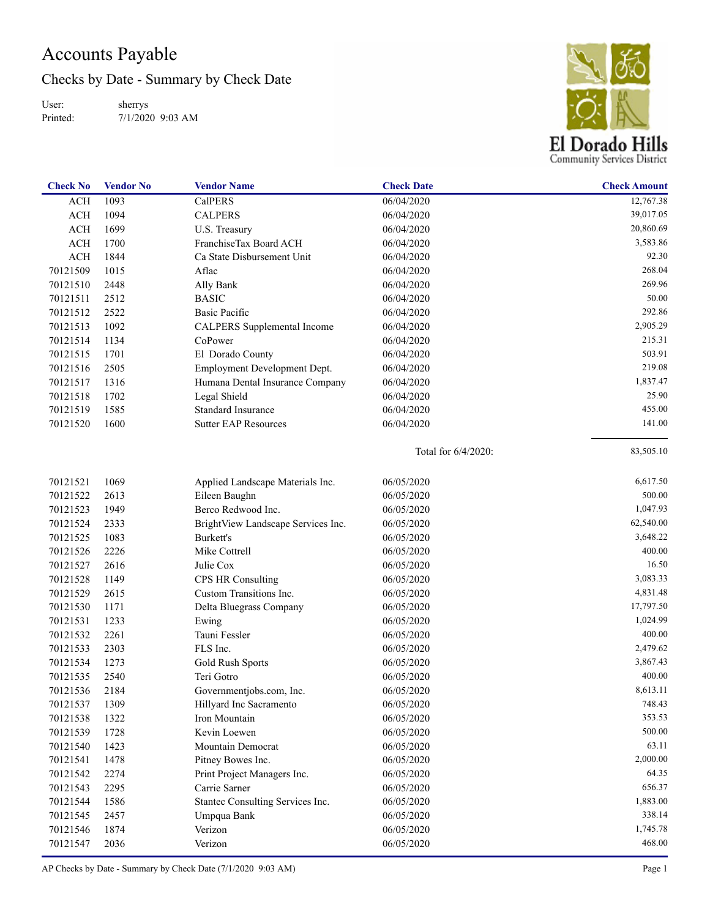# Accounts Payable

## Checks by Date - Summary by Check Date

User: sherrys
Printed: 7/1/2020 9:03 AM

El Dorado Hills Community Services District

| Check No | Vendor No | Vendor Name | Check Date | Check Amount |
|---|---|---|---|---|
| ACH | 1093 | CalPERS | 06/04/2020 | 12,767.38 |
| ACH | 1094 | CALPERS | 06/04/2020 | 39,017.05 |
| ACH | 1699 | U.S. Treasury | 06/04/2020 | 20,860.69 |
| ACH | 1700 | FranchiseTax Board ACH | 06/04/2020 | 3,583.86 |
| ACH | 1844 | Ca State Disbursement Unit | 06/04/2020 | 92.30 |
| 70121509 | 1015 | Aflac | 06/04/2020 | 268.04 |
| 70121510 | 2448 | Ally Bank | 06/04/2020 | 269.96 |
| 70121511 | 2512 | BASIC | 06/04/2020 | 50.00 |
| 70121512 | 2522 | Basic Pacific | 06/04/2020 | 292.86 |
| 70121513 | 1092 | CALPERS Supplemental Income | 06/04/2020 | 2,905.29 |
| 70121514 | 1134 | CoPower | 06/04/2020 | 215.31 |
| 70121515 | 1701 | El Dorado County | 06/04/2020 | 503.91 |
| 70121516 | 2505 | Employment Development Dept. | 06/04/2020 | 219.08 |
| 70121517 | 1316 | Humana Dental Insurance Company | 06/04/2020 | 1,837.47 |
| 70121518 | 1702 | Legal Shield | 06/04/2020 | 25.90 |
| 70121519 | 1585 | Standard Insurance | 06/04/2020 | 455.00 |
| 70121520 | 1600 | Sutter EAP Resources | 06/04/2020 | 141.00 |
| | | | Total for 6/4/2020: | 83,505.10 |
| 70121521 | 1069 | Applied Landscape Materials Inc. | 06/05/2020 | 6,617.50 |
| 70121522 | 2613 | Eileen Baughn | 06/05/2020 | 500.00 |
| 70121523 | 1949 | Berco Redwood Inc. | 06/05/2020 | 1,047.93 |
| 70121524 | 2333 | BrightView Landscape Services Inc. | 06/05/2020 | 62,540.00 |
| 70121525 | 1083 | Burkett's | 06/05/2020 | 3,648.22 |
| 70121526 | 2226 | Mike Cottrell | 06/05/2020 | 400.00 |
| 70121527 | 2616 | Julie Cox | 06/05/2020 | 16.50 |
| 70121528 | 1149 | CPS HR Consulting | 06/05/2020 | 3,083.33 |
| 70121529 | 2615 | Custom Transitions Inc. | 06/05/2020 | 4,831.48 |
| 70121530 | 1171 | Delta Bluegrass Company | 06/05/2020 | 17,797.50 |
| 70121531 | 1233 | Ewing | 06/05/2020 | 1,024.99 |
| 70121532 | 2261 | Tauni Fessler | 06/05/2020 | 400.00 |
| 70121533 | 2303 | FLS Inc. | 06/05/2020 | 2,479.62 |
| 70121534 | 1273 | Gold Rush Sports | 06/05/2020 | 3,867.43 |
| 70121535 | 2540 | Teri Gotro | 06/05/2020 | 400.00 |
| 70121536 | 2184 | Governmentjobs.com, Inc. | 06/05/2020 | 8,613.11 |
| 70121537 | 1309 | Hillyard Inc Sacramento | 06/05/2020 | 748.43 |
| 70121538 | 1322 | Iron Mountain | 06/05/2020 | 353.53 |
| 70121539 | 1728 | Kevin Loewen | 06/05/2020 | 500.00 |
| 70121540 | 1423 | Mountain Democrat | 06/05/2020 | 63.11 |
| 70121541 | 1478 | Pitney Bowes Inc. | 06/05/2020 | 2,000.00 |
| 70121542 | 2274 | Print Project Managers Inc. | 06/05/2020 | 64.35 |
| 70121543 | 2295 | Carrie Sarner | 06/05/2020 | 656.37 |
| 70121544 | 1586 | Stantec Consulting Services Inc. | 06/05/2020 | 1,883.00 |
| 70121545 | 2457 | Umpqua Bank | 06/05/2020 | 338.14 |
| 70121546 | 1874 | Verizon | 06/05/2020 | 1,745.78 |
| 70121547 | 2036 | Verizon | 06/05/2020 | 468.00 |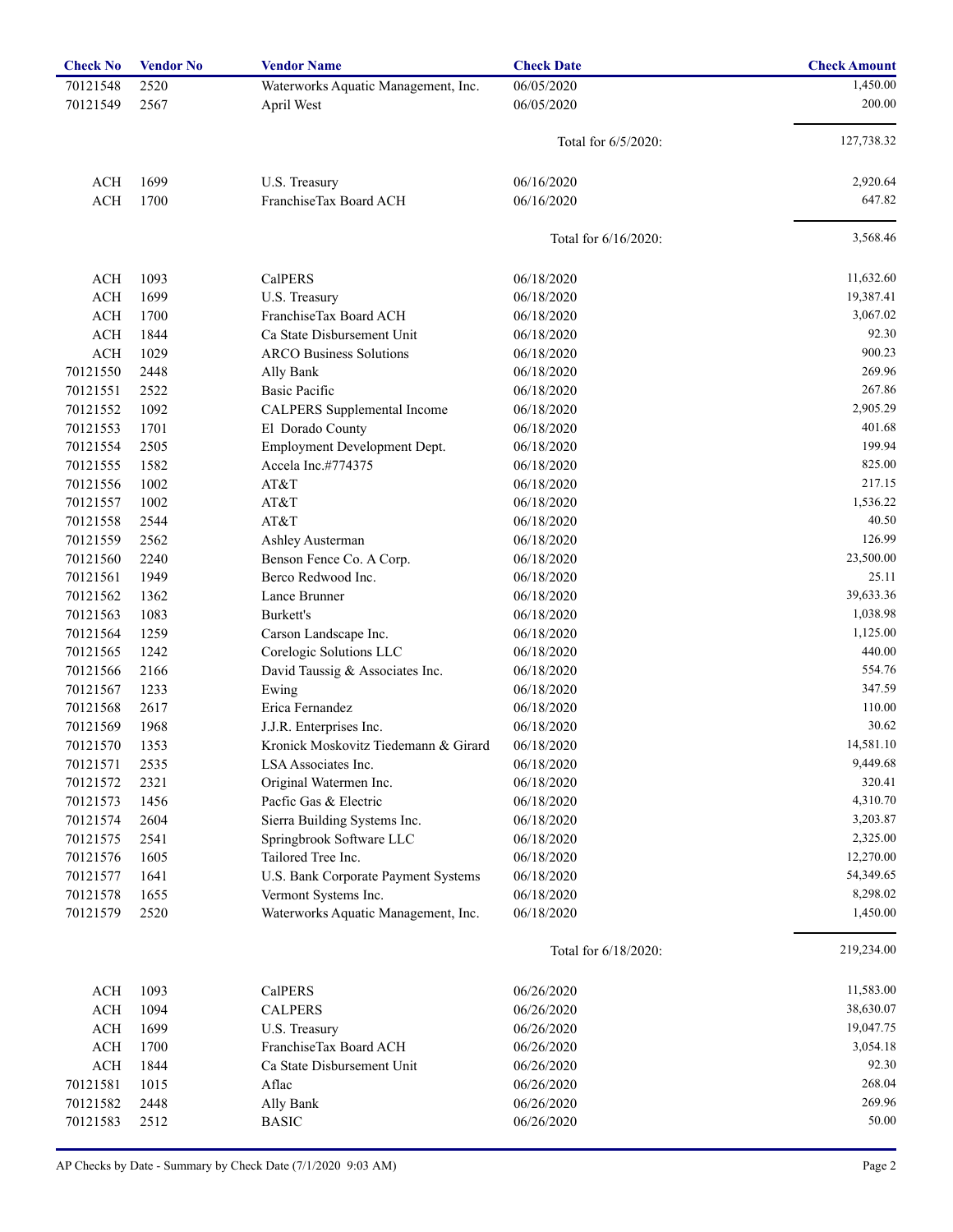| Check No | Vendor No | Vendor Name | Check Date | Check Amount |
|---|---|---|---|---|
| 70121548 | 2520 | Waterworks Aquatic Management, Inc. | 06/05/2020 | 1,450.00 |
| 70121549 | 2567 | April West | 06/05/2020 | 200.00 |
| | | | Total for 6/5/2020: | 127,738.32 |
| ACH | 1699 | U.S. Treasury | 06/16/2020 | 2,920.64 |
| ACH | 1700 | FranchiseTax Board ACH | 06/16/2020 | 647.82 |
| | | | Total for 6/16/2020: | 3,568.46 |
| ACH | 1093 | CalPERS | 06/18/2020 | 11,632.60 |
| ACH | 1699 | U.S. Treasury | 06/18/2020 | 19,387.41 |
| ACH | 1700 | FranchiseTax Board ACH | 06/18/2020 | 3,067.02 |
| ACH | 1844 | Ca State Disbursement Unit | 06/18/2020 | 92.30 |
| ACH | 1029 | ARCO Business Solutions | 06/18/2020 | 900.23 |
| 70121550 | 2448 | Ally Bank | 06/18/2020 | 269.96 |
| 70121551 | 2522 | Basic Pacific | 06/18/2020 | 267.86 |
| 70121552 | 1092 | CALPERS Supplemental Income | 06/18/2020 | 2,905.29 |
| 70121553 | 1701 | El Dorado County | 06/18/2020 | 401.68 |
| 70121554 | 2505 | Employment Development Dept. | 06/18/2020 | 199.94 |
| 70121555 | 1582 | Accela Inc.#774375 | 06/18/2020 | 825.00 |
| 70121556 | 1002 | AT&T | 06/18/2020 | 217.15 |
| 70121557 | 1002 | AT&T | 06/18/2020 | 1,536.22 |
| 70121558 | 2544 | AT&T | 06/18/2020 | 40.50 |
| 70121559 | 2562 | Ashley Austerman | 06/18/2020 | 126.99 |
| 70121560 | 2240 | Benson Fence Co. A Corp. | 06/18/2020 | 23,500.00 |
| 70121561 | 1949 | Berco Redwood Inc. | 06/18/2020 | 25.11 |
| 70121562 | 1362 | Lance Brunner | 06/18/2020 | 39,633.36 |
| 70121563 | 1083 | Burkett's | 06/18/2020 | 1,038.98 |
| 70121564 | 1259 | Carson Landscape Inc. | 06/18/2020 | 1,125.00 |
| 70121565 | 1242 | Corelogic Solutions LLC | 06/18/2020 | 440.00 |
| 70121566 | 2166 | David Taussig & Associates Inc. | 06/18/2020 | 554.76 |
| 70121567 | 1233 | Ewing | 06/18/2020 | 347.59 |
| 70121568 | 2617 | Erica Fernandez | 06/18/2020 | 110.00 |
| 70121569 | 1968 | J.J.R. Enterprises Inc. | 06/18/2020 | 30.62 |
| 70121570 | 1353 | Kronick Moskovitz Tiedemann & Girard | 06/18/2020 | 14,581.10 |
| 70121571 | 2535 | LSA Associates Inc. | 06/18/2020 | 9,449.68 |
| 70121572 | 2321 | Original Watermen Inc. | 06/18/2020 | 320.41 |
| 70121573 | 1456 | Pacfic Gas & Electric | 06/18/2020 | 4,310.70 |
| 70121574 | 2604 | Sierra Building Systems Inc. | 06/18/2020 | 3,203.87 |
| 70121575 | 2541 | Springbrook Software LLC | 06/18/2020 | 2,325.00 |
| 70121576 | 1605 | Tailored Tree Inc. | 06/18/2020 | 12,270.00 |
| 70121577 | 1641 | U.S. Bank Corporate Payment Systems | 06/18/2020 | 54,349.65 |
| 70121578 | 1655 | Vermont Systems Inc. | 06/18/2020 | 8,298.02 |
| 70121579 | 2520 | Waterworks Aquatic Management, Inc. | 06/18/2020 | 1,450.00 |
| | | | Total for 6/18/2020: | 219,234.00 |
| ACH | 1093 | CalPERS | 06/26/2020 | 11,583.00 |
| ACH | 1094 | CALPERS | 06/26/2020 | 38,630.07 |
| ACH | 1699 | U.S. Treasury | 06/26/2020 | 19,047.75 |
| ACH | 1700 | FranchiseTax Board ACH | 06/26/2020 | 3,054.18 |
| ACH | 1844 | Ca State Disbursement Unit | 06/26/2020 | 92.30 |
| 70121581 | 1015 | Aflac | 06/26/2020 | 268.04 |
| 70121582 | 2448 | Ally Bank | 06/26/2020 | 269.96 |
| 70121583 | 2512 | BASIC | 06/26/2020 | 50.00 |

AP Checks by Date - Summary by Check Date (7/1/2020 9:03 AM)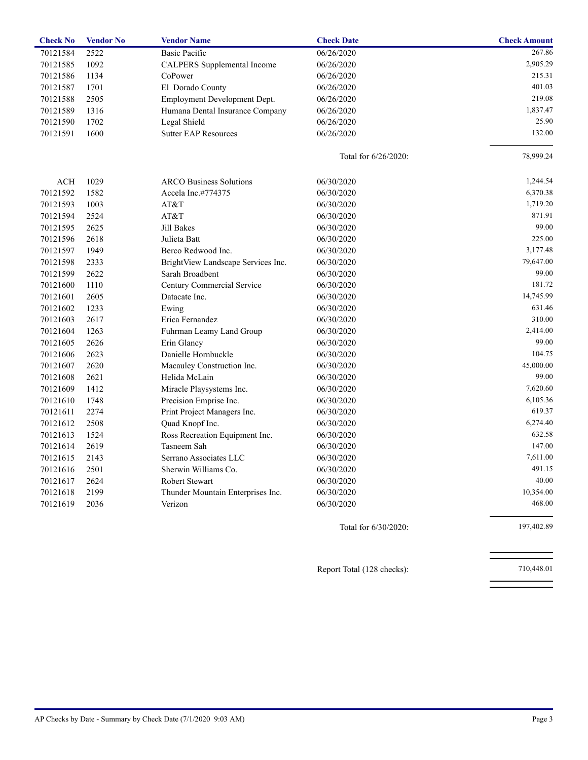| Check No | Vendor No | Vendor Name | Check Date | Check Amount |
| --- | --- | --- | --- | --- |
| 70121584 | 2522 | Basic Pacific | 06/26/2020 | 267.86 |
| 70121585 | 1092 | CALPERS Supplemental Income | 06/26/2020 | 2,905.29 |
| 70121586 | 1134 | CoPower | 06/26/2020 | 215.31 |
| 70121587 | 1701 | El Dorado County | 06/26/2020 | 401.03 |
| 70121588 | 2505 | Employment Development Dept. | 06/26/2020 | 219.08 |
| 70121589 | 1316 | Humana Dental Insurance Company | 06/26/2020 | 1,837.47 |
| 70121590 | 1702 | Legal Shield | 06/26/2020 | 25.90 |
| 70121591 | 1600 | Sutter EAP Resources | 06/26/2020 | 132.00 |
| | | | Total for 6/26/2020: | 78,999.24 |
| ACH | 1029 | ARCO Business Solutions | 06/30/2020 | 1,244.54 |
| 70121592 | 1582 | Accela Inc.#774375 | 06/30/2020 | 6,370.38 |
| 70121593 | 1003 | AT&T | 06/30/2020 | 1,719.20 |
| 70121594 | 2524 | AT&T | 06/30/2020 | 871.91 |
| 70121595 | 2625 | Jill Bakes | 06/30/2020 | 99.00 |
| 70121596 | 2618 | Julieta Batt | 06/30/2020 | 225.00 |
| 70121597 | 1949 | Berco Redwood Inc. | 06/30/2020 | 3,177.48 |
| 70121598 | 2333 | BrightView Landscape Services Inc. | 06/30/2020 | 79,647.00 |
| 70121599 | 2622 | Sarah Broadbent | 06/30/2020 | 99.00 |
| 70121600 | 1110 | Century Commercial Service | 06/30/2020 | 181.72 |
| 70121601 | 2605 | Datacate Inc. | 06/30/2020 | 14,745.99 |
| 70121602 | 1233 | Ewing | 06/30/2020 | 631.46 |
| 70121603 | 2617 | Erica Fernandez | 06/30/2020 | 310.00 |
| 70121604 | 1263 | Fuhrman Leamy Land Group | 06/30/2020 | 2,414.00 |
| 70121605 | 2626 | Erin Glancy | 06/30/2020 | 99.00 |
| 70121606 | 2623 | Danielle Hornbuckle | 06/30/2020 | 104.75 |
| 70121607 | 2620 | Macauley Construction Inc. | 06/30/2020 | 45,000.00 |
| 70121608 | 2621 | Helida McLain | 06/30/2020 | 99.00 |
| 70121609 | 1412 | Miracle Playsystems Inc. | 06/30/2020 | 7,620.60 |
| 70121610 | 1748 | Precision Emprise Inc. | 06/30/2020 | 6,105.36 |
| 70121611 | 2274 | Print Project Managers Inc. | 06/30/2020 | 619.37 |
| 70121612 | 2508 | Quad Knopf Inc. | 06/30/2020 | 6,274.40 |
| 70121613 | 1524 | Ross Recreation Equipment Inc. | 06/30/2020 | 632.58 |
| 70121614 | 2619 | Tasneem Sah | 06/30/2020 | 147.00 |
| 70121615 | 2143 | Serrano Associates LLC | 06/30/2020 | 7,611.00 |
| 70121616 | 2501 | Sherwin Williams Co. | 06/30/2020 | 491.15 |
| 70121617 | 2624 | Robert Stewart | 06/30/2020 | 40.00 |
| 70121618 | 2199 | Thunder Mountain Enterprises Inc. | 06/30/2020 | 10,354.00 |
| 70121619 | 2036 | Verizon | 06/30/2020 | 468.00 |
| | | | Total for 6/30/2020: | 197,402.89 |
| | | | Report Total (128 checks): | 710,448.01 |

AP Checks by Date - Summary by Check Date (7/1/2020 9:03 AM)